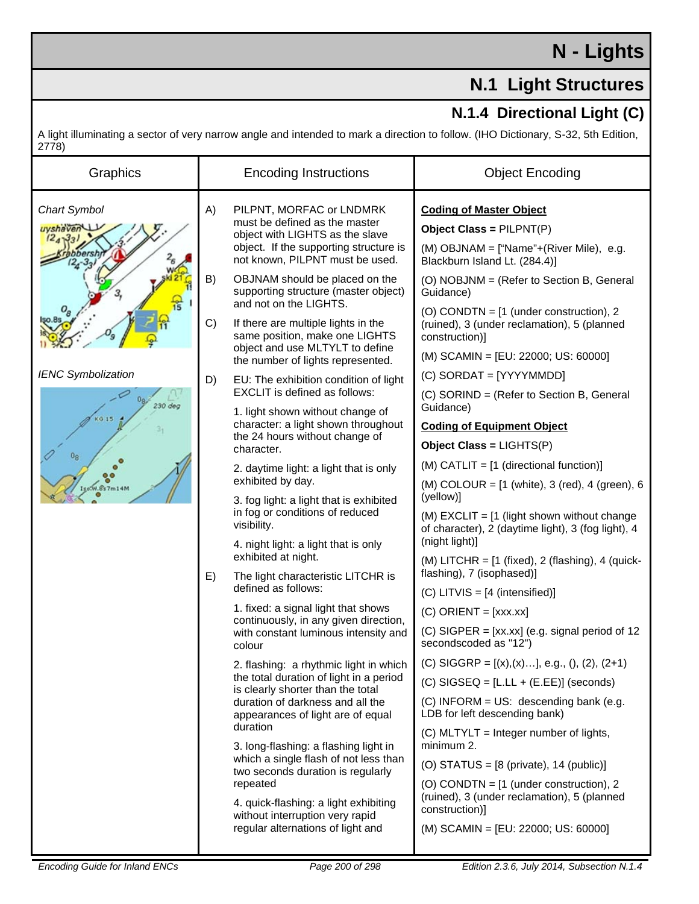# N - Lights

## N.1 Light Structures

### N.1.4 Directional Light (C)

A light illuminating a sector of very narrow angle and intended to mark a direction to follow. (IHO Dictionary, S-32, 5th Edition, 2778)

| Graphics | Encoding Instructions | Object Encoding |
|---|---|---|
| *Chart Symbol*<br><br>*IENC Symbolization* | A) PILPNT, MORFAC or LNDMRK must be defined as the master object with LIGHTS as the slave object. If the supporting structure is not known, PILPNT must be used.<br><br>B) OBJNAM should be placed on the supporting structure (master object) and not on the LIGHTS.<br><br>C) If there are multiple lights in the same position, make one LIGHTS object and use MLTYLT to define the number of lights represented.<br><br>D) EU: The exhibition condition of light EXCLIT is defined as follows:<br>1. light shown without change of character: a light shown throughout the 24 hours without change of character.<br>2. daytime light: a light that is only exhibited by day.<br>3. fog light: a light that is exhibited in fog or conditions of reduced visibility.<br>4. night light: a light that is only exhibited at night.<br><br>E) The light characteristic LITCHR is defined as follows:<br>1. fixed: a signal light that shows continuously, in any given direction, with constant luminous intensity and colour<br>2. flashing: a rhythmic light in which the total duration of light in a period is clearly shorter than the total duration of darkness and all the appearances of light are of equal duration<br>3. long-flashing: a flashing light in which a single flash of not less than two seconds duration is regularly repeated<br>4. quick-flashing: a light exhibiting without interruption very rapid regular alternations of light and | **Coding of Master Object**<br>**Object Class =** PILPNT(P)<br>(M) OBJNAM = ["Name"+(River Mile), e.g. Blackburn Island Lt. (284.4)]<br>(O) NOBJNM = (Refer to Section B, General Guidance)<br>(O) CONDTN = [1 (under construction), 2 (ruined), 3 (under reclamation), 5 (planned construction)]<br>(M) SCAMIN = [EU: 22000; US: 60000]<br>(C) SORDAT = [YYYYMMDD]<br>(C) SORIND = (Refer to Section B, General Guidance)<br><br>**Coding of Equipment Object**<br>**Object Class =** LIGHTS(P)<br>(M) CATLIT = [1 (directional function)]<br>(M) COLOUR = [1 (white), 3 (red), 4 (green), 6 (yellow)]<br>(M) EXCLIT = [1 (light shown without change of character), 2 (daytime light), 3 (fog light), 4 (night light)]<br>(M) LITCHR = [1 (fixed), 2 (flashing), 4 (quick-flashing), 7 (isophased)]<br>(C) LITVIS = [4 (intensified)]<br>(C) ORIENT = [xxx.xx]<br>(C) SIGPER = [xx.xx] (e.g. signal period of 12 secondscoded as "12")<br>(C) SIGGRP = [(x),(x)…], e.g., (), (2), (2+1)<br>(C) SIGSEQ = [L.LL + (E.EE)] (seconds)<br>(C) INFORM = US: descending bank (e.g. LDB for left descending bank)<br>(C) MLTYLT = Integer number of lights, minimum 2.<br>(O) STATUS = [8 (private), 14 (public)]<br>(O) CONDTN = [1 (under construction), 2 (ruined), 3 (under reclamation), 5 (planned construction)]<br>(M) SCAMIN = [EU: 22000; US: 60000] |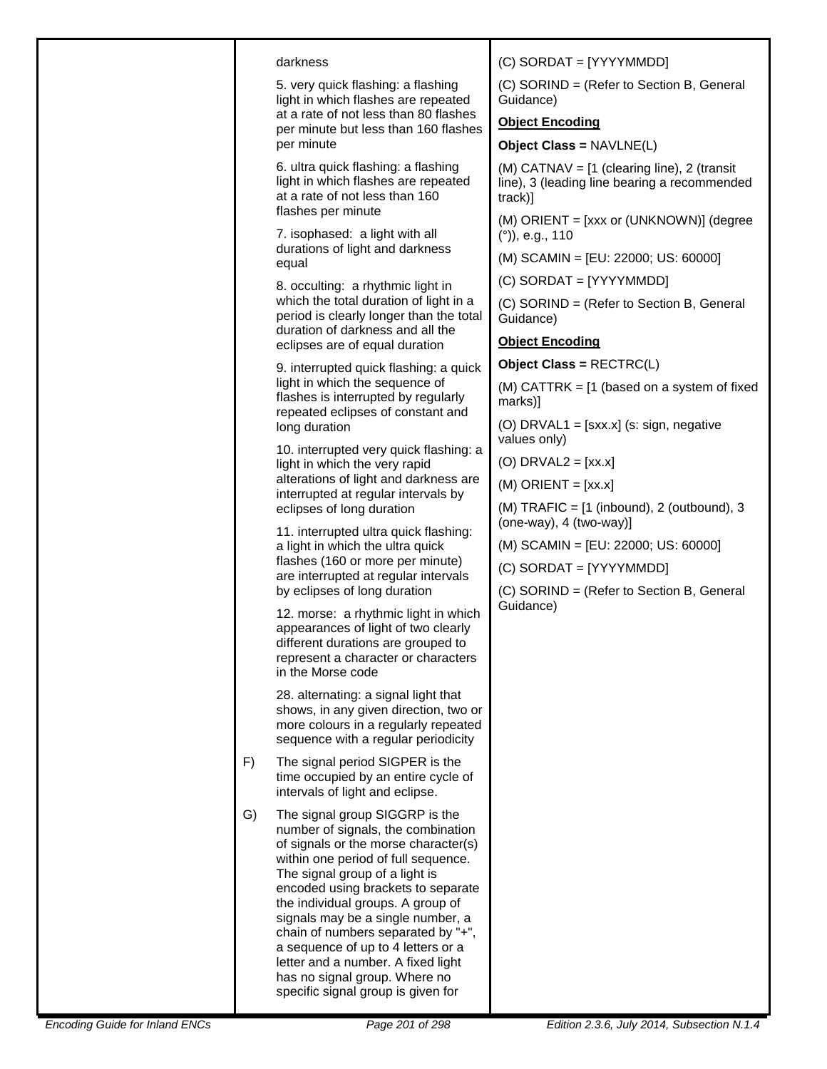darkness

5. very quick flashing: a flashing light in which flashes are repeated at a rate of not less than 80 flashes per minute but less than 160 flashes per minute

6. ultra quick flashing: a flashing light in which flashes are repeated at a rate of not less than 160 flashes per minute

7. isophased: a light with all durations of light and darkness equal

8. occulting: a rhythmic light in which the total duration of light in a period is clearly longer than the total duration of darkness and all the eclipses are of equal duration

9. interrupted quick flashing: a quick light in which the sequence of flashes is interrupted by regularly repeated eclipses of constant and long duration

10. interrupted very quick flashing: a light in which the very rapid alterations of light and darkness are interrupted at regular intervals by eclipses of long duration

11. interrupted ultra quick flashing: a light in which the ultra quick flashes (160 or more per minute) are interrupted at regular intervals by eclipses of long duration

12. morse: a rhythmic light in which appearances of light of two clearly different durations are grouped to represent a character or characters in the Morse code

28. alternating: a signal light that shows, in any given direction, two or more colours in a regularly repeated sequence with a regular periodicity

F) The signal period SIGPER is the time occupied by an entire cycle of intervals of light and eclipse.

G) The signal group SIGGRP is the number of signals, the combination of signals or the morse character(s) within one period of full sequence. The signal group of a light is encoded using brackets to separate the individual groups. A group of signals may be a single number, a chain of numbers separated by "+", a sequence of up to 4 letters or a letter and a number. A fixed light has no signal group. Where no specific signal group is given for

(C) SORDAT = [YYYYMMDD]

(C) SORIND = (Refer to Section B, General Guidance)

**Object Encoding**

**Object Class =** NAVLNE(L)

(M) CATNAV = [1 (clearing line), 2 (transit line), 3 (leading line bearing a recommended track)]

(M) ORIENT = [xxx or (UNKNOWN)] (degree (°)), e.g., 110

(M) SCAMIN = [EU: 22000; US: 60000]

(C) SORDAT = [YYYYMMDD]

(C) SORIND = (Refer to Section B, General Guidance)

**Object Encoding**

**Object Class =** RECTRC(L)

(M) CATTRK = [1 (based on a system of fixed marks)]

(O) DRVAL1 = [sxx.x] (s: sign, negative values only)

(O) DRVAL2 = [xx.x]

(M) ORIENT = [xx.x]

(M) TRAFIC = [1 (inbound), 2 (outbound), 3 (one-way), 4 (two-way)]

(M) SCAMIN = [EU: 22000; US: 60000]

(C) SORDAT = [YYYYMMDD]

(C) SORIND = (Refer to Section B, General Guidance)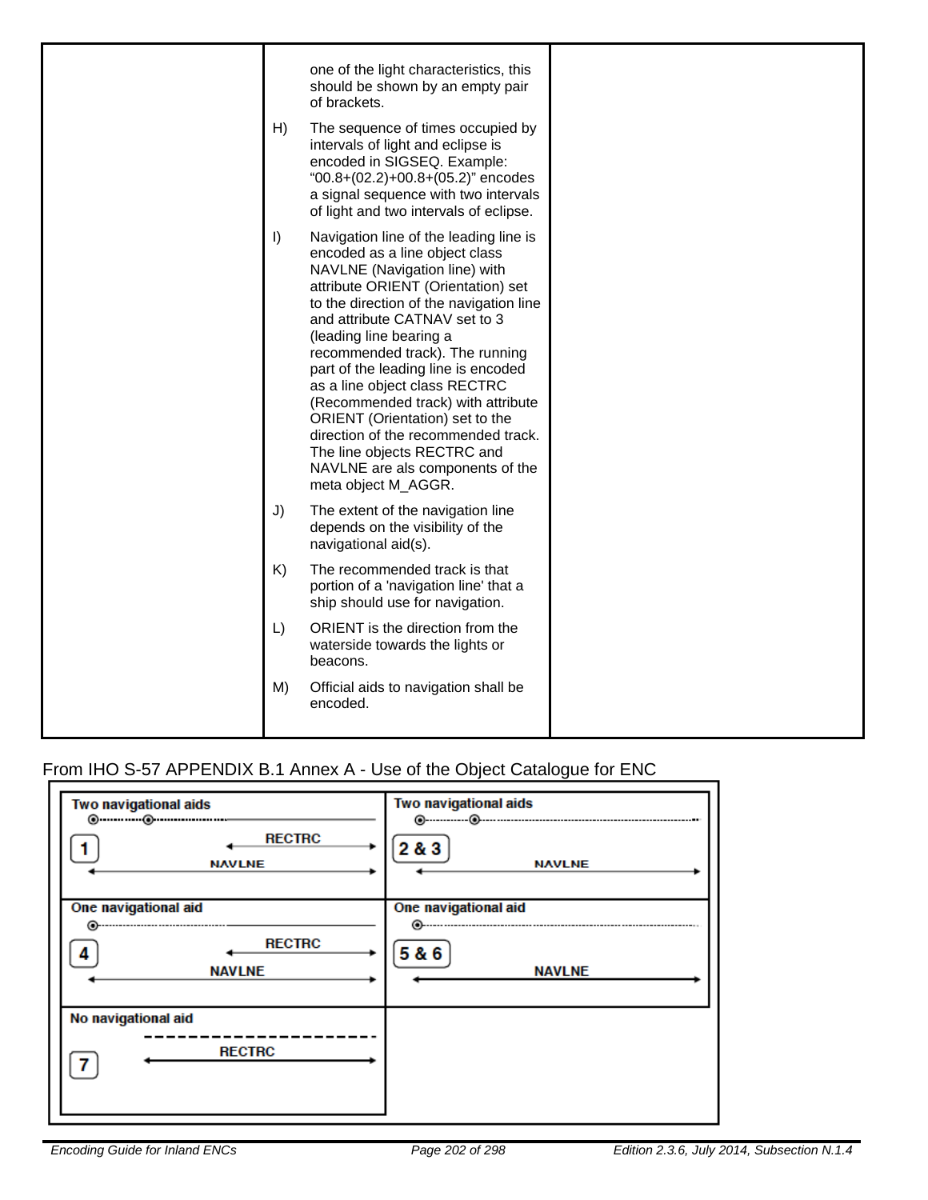| | | |
|---|---|---|
| | one of the light characteristics, this should be shown by an empty pair of brackets.<br><br>H) The sequence of times occupied by intervals of light and eclipse is encoded in SIGSEQ. Example: "00.8+(02.2)+00.8+(05.2)" encodes a signal sequence with two intervals of light and two intervals of eclipse.<br><br>I) Navigation line of the leading line is encoded as a line object class NAVLNE (Navigation line) with attribute ORIENT (Orientation) set to the direction of the navigation line and attribute CATNAV set to 3 (leading line bearing a recommended track). The running part of the leading line is encoded as a line object class RECTRC (Recommended track) with attribute ORIENT (Orientation) set to the direction of the recommended track. The line objects RECTRC and NAVLNE are als components of the meta object M_AGGR.<br><br>J) The extent of the navigation line depends on the visibility of the navigational aid(s).<br><br>K) The recommended track is that portion of a 'navigation line' that a ship should use for navigation.<br><br>L) ORIENT is the direction from the waterside towards the lights or beacons.<br><br>M) Official aids to navigation shall be encoded. | |

From IHO S-57 APPENDIX B.1 Annex A - Use of the Object Catalogue for ENC

Two navigational aids
1
RECTRC
NAVLNE

Two navigational aids
2 & 3
NAVLNE

One navigational aid
4
RECTRC
NAVLNE

One navigational aid
5 & 6
NAVLNE

No navigational aid
7
RECTRC